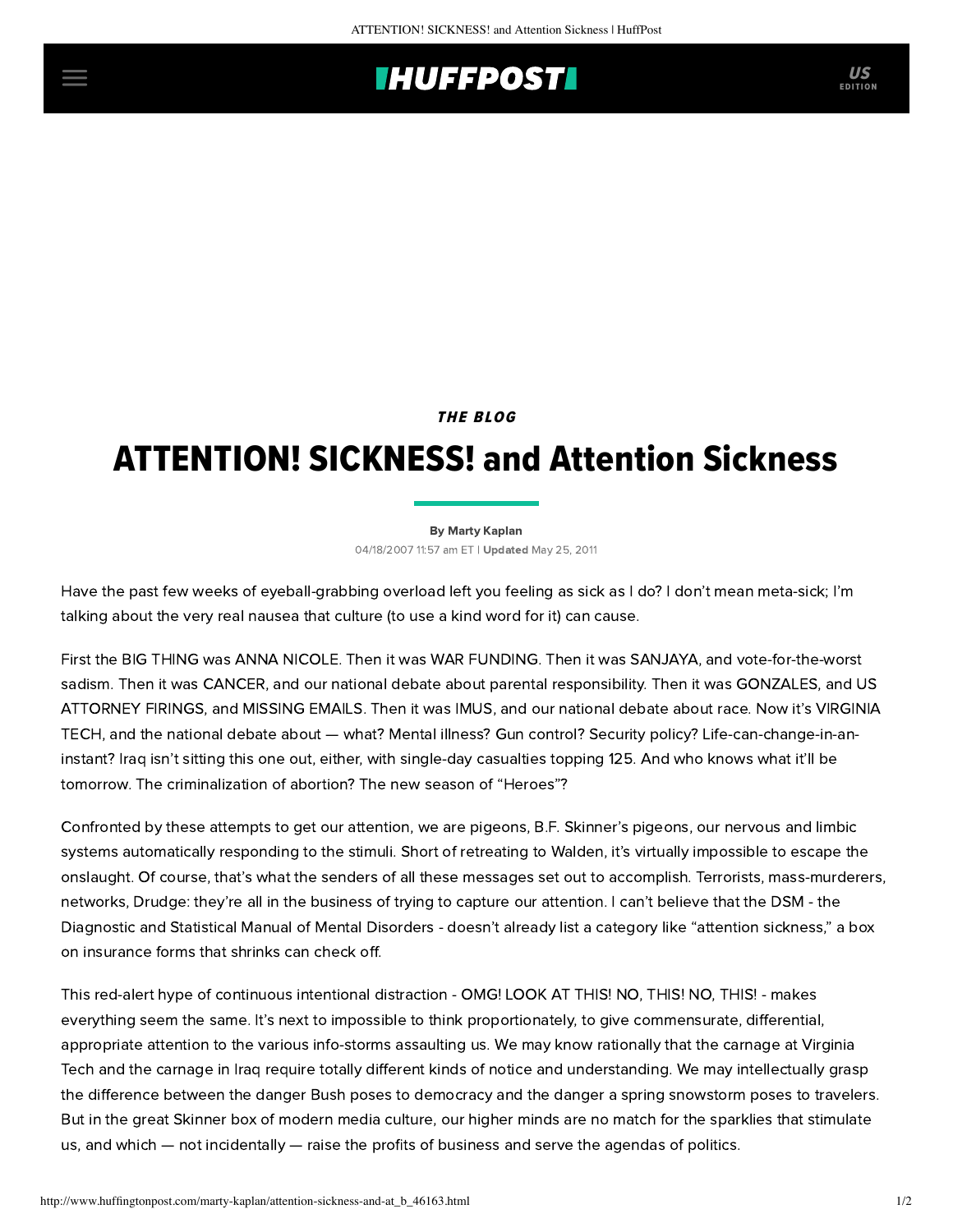*THE BLOG*

# ATTENTION! SICKNESS! and Attention Sickness

By Marty Kaplan

04/18/2007 11:57 am ET | **Updated** May 25, 2011

Have the past few weeks of eyeball-grabbing overload left you feeling as sick as I do? I don't mean meta-sick; I'm talking about the very real nausea that culture (to use a kind word for it) can cause.

First the BIG THING was ANNA NICOLE. Then it was WAR FUNDING. Then it was SANJAYA, and vote-for-the-worst sadism. Then it was CANCER, and our national debate about parental responsibility. Then it was GONZALES, and US ATTORNEY FIRINGS, and MISSING EMAILS. Then it was IMUS, and our national debate about race. Now it's VIRGINIA TECH, and the national debate about — what? Mental illness? Gun control? Security policy? Life-can-change-in-an-instant? Iraq isn't sitting this one out, either, with single-day casualties topping 125. And who knows what it'll be tomorrow. The criminalization of abortion? The new season of "Heroes"?

Confronted by these attempts to get our attention, we are pigeons, B.F. Skinner's pigeons, our nervous and limbic systems automatically responding to the stimuli. Short of retreating to Walden, it's virtually impossible to escape the onslaught. Of course, that's what the senders of all these messages set out to accomplish. Terrorists, mass-murderers, networks, Drudge: they're all in the business of trying to capture our attention. I can't believe that the DSM - the Diagnostic and Statistical Manual of Mental Disorders - doesn't already list a category like "attention sickness," a box on insurance forms that shrinks can check off.

This red-alert hype of continuous intentional distraction - OMG! LOOK AT THIS! NO, THIS! NO, THIS! - makes everything seem the same. It's next to impossible to think proportionately, to give commensurate, differential, appropriate attention to the various info-storms assaulting us. We may know rationally that the carnage at Virginia Tech and the carnage in Iraq require totally different kinds of notice and understanding. We may intellectually grasp the difference between the danger Bush poses to democracy and the danger a spring snowstorm poses to travelers. But in the great Skinner box of modern media culture, our higher minds are no match for the sparklies that stimulate us, and which — not incidentally — raise the profits of business and serve the agendas of politics.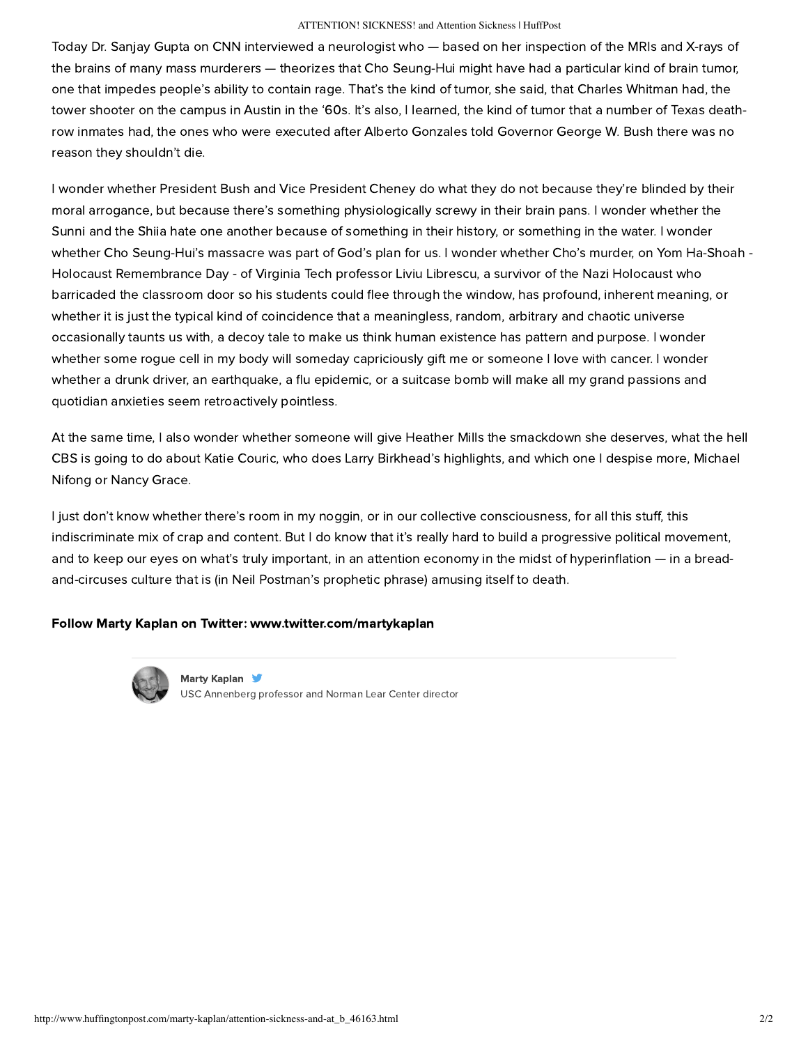Today Dr. Sanjay Gupta on CNN interviewed a neurologist who — based on her inspection of the MRIs and X-rays of the brains of many mass murderers — theorizes that Cho Seung-Hui might have had a particular kind of brain tumor, one that impedes people's ability to contain rage. That's the kind of tumor, she said, that Charles Whitman had, the tower shooter on the campus in Austin in the '60s. It's also, I learned, the kind of tumor that a number of Texas death-row inmates had, the ones who were executed after Alberto Gonzales told Governor George W. Bush there was no reason they shouldn't die.

I wonder whether President Bush and Vice President Cheney do what they do not because they're blinded by their moral arrogance, but because there's something physiologically screwy in their brain pans. I wonder whether the Sunni and the Shiia hate one another because of something in their history, or something in the water. I wonder whether Cho Seung-Hui's massacre was part of God's plan for us. I wonder whether Cho's murder, on Yom Ha-Shoah - Holocaust Remembrance Day - of Virginia Tech professor Liviu Librescu, a survivor of the Nazi Holocaust who barricaded the classroom door so his students could flee through the window, has profound, inherent meaning, or whether it is just the typical kind of coincidence that a meaningless, random, arbitrary and chaotic universe occasionally taunts us with, a decoy tale to make us think human existence has pattern and purpose. I wonder whether some rogue cell in my body will someday capriciously gift me or someone I love with cancer. I wonder whether a drunk driver, an earthquake, a flu epidemic, or a suitcase bomb will make all my grand passions and quotidian anxieties seem retroactively pointless.

At the same time, I also wonder whether someone will give Heather Mills the smackdown she deserves, what the hell CBS is going to do about Katie Couric, who does Larry Birkhead's highlights, and which one I despise more, Michael Nifong or Nancy Grace.

I just don't know whether there's room in my noggin, or in our collective consciousness, for all this stuff, this indiscriminate mix of crap and content. But I do know that it's really hard to build a progressive political movement, and to keep our eyes on what's truly important, in an attention economy in the midst of hyperinflation — in a bread-and-circuses culture that is (in Neil Postman's prophetic phrase) amusing itself to death.

**Follow Marty Kaplan on Twitter: www.twitter.com/martykaplan**

---

**Marty Kaplan**
USC Annenberg professor and Norman Lear Center director